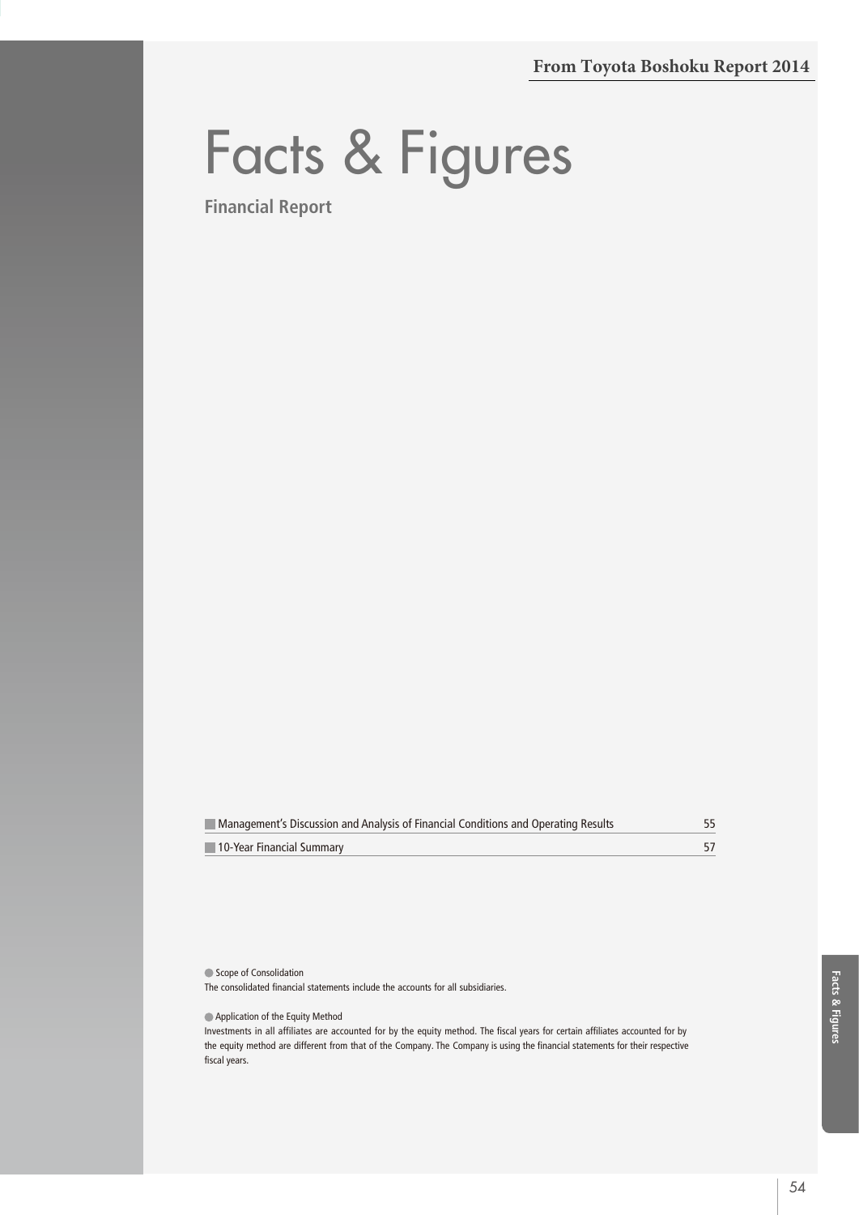From Toyota Boshoku Report 2014

# Facts & Figures

## Financial Report

| | |
|---|---|
| Management's Discussion and Analysis of Financial Conditions and Operating Results | 55 |
| 10-Year Financial Summary | 57 |

● Scope of Consolidation

The consolidated financial statements include the accounts for all subsidiaries.

● Application of the Equity Method

Investments in all affiliates are accounted for by the equity method. The fiscal years for certain affiliates accounted for by the equity method are different from that of the Company. The Company is using the financial statements for their respective fiscal years.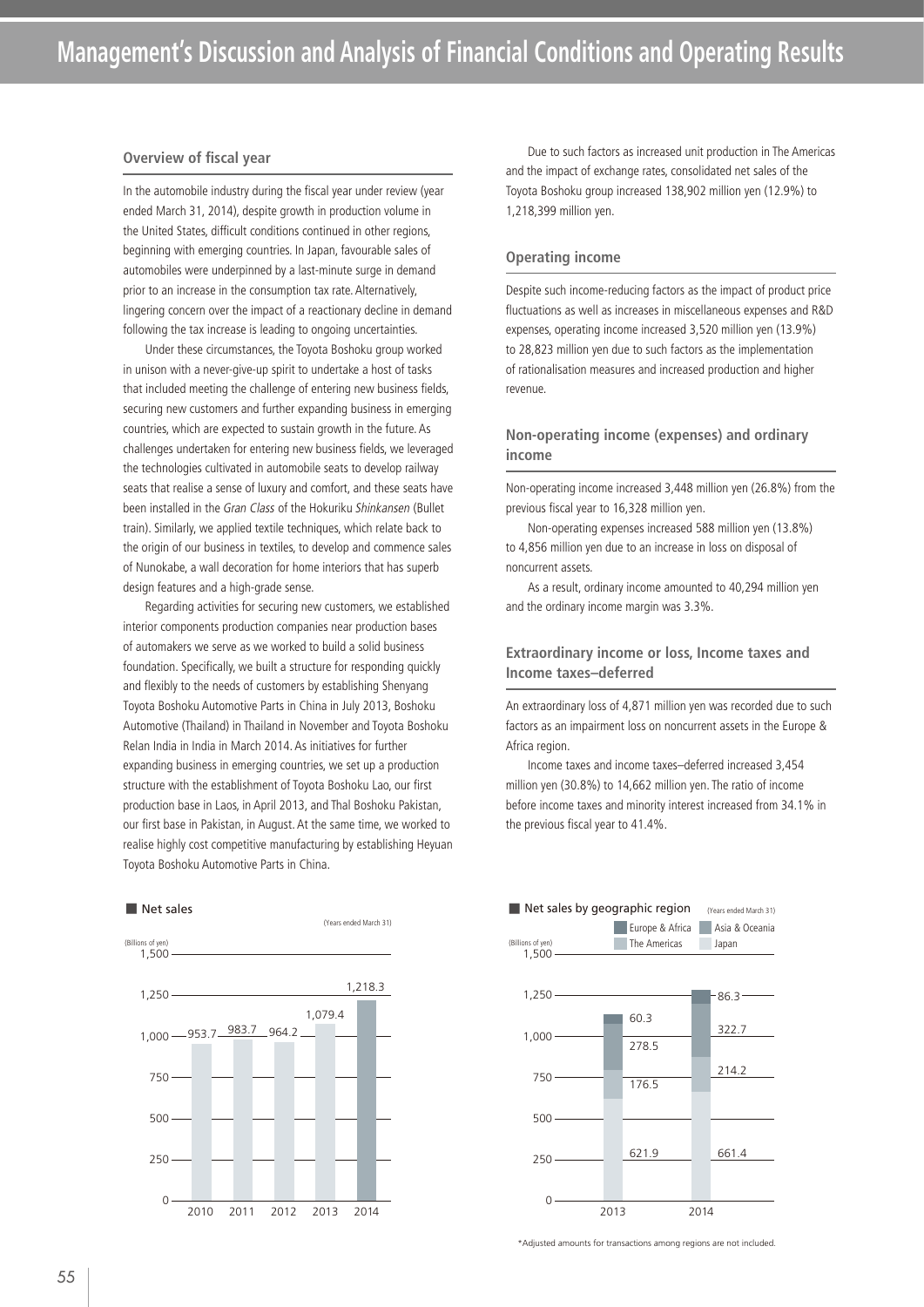# Management's Discussion and Analysis of Financial Conditions and Operating Results

## Overview of fiscal year

In the automobile industry during the fiscal year under review (year ended March 31, 2014), despite growth in production volume in the United States, difficult conditions continued in other regions, beginning with emerging countries. In Japan, favourable sales of automobiles were underpinned by a last-minute surge in demand prior to an increase in the consumption tax rate. Alternatively, lingering concern over the impact of a reactionary decline in demand following the tax increase is leading to ongoing uncertainties.

Under these circumstances, the Toyota Boshoku group worked in unison with a never-give-up spirit to undertake a host of tasks that included meeting the challenge of entering new business fields, securing new customers and further expanding business in emerging countries, which are expected to sustain growth in the future. As challenges undertaken for entering new business fields, we leveraged the technologies cultivated in automobile seats to develop railway seats that realise a sense of luxury and comfort, and these seats have been installed in the *Gran Class* of the Hokuriku *Shinkansen* (Bullet train). Similarly, we applied textile techniques, which relate back to the origin of our business in textiles, to develop and commence sales of Nunokabe, a wall decoration for home interiors that has superb design features and a high-grade sense.

Regarding activities for securing new customers, we established interior components production companies near production bases of automakers we serve as we worked to build a solid business foundation. Specifically, we built a structure for responding quickly and flexibly to the needs of customers by establishing Shenyang Toyota Boshoku Automotive Parts in China in July 2013, Boshoku Automotive (Thailand) in Thailand in November and Toyota Boshoku Relan India in India in March 2014. As initiatives for further expanding business in emerging countries, we set up a production structure with the establishment of Toyota Boshoku Lao, our first production base in Laos, in April 2013, and Thal Boshoku Pakistan, our first base in Pakistan, in August. At the same time, we worked to realise highly cost competitive manufacturing by establishing Heyuan Toyota Boshoku Automotive Parts in China.

Due to such factors as increased unit production in The Americas and the impact of exchange rates, consolidated net sales of the Toyota Boshoku group increased 138,902 million yen (12.9%) to 1,218,399 million yen.

## Operating income

Despite such income-reducing factors as the impact of product price fluctuations as well as increases in miscellaneous expenses and R&D expenses, operating income increased 3,520 million yen (13.9%) to 28,823 million yen due to such factors as the implementation of rationalisation measures and increased production and higher revenue.

## Non-operating income (expenses) and ordinary income

Non-operating income increased 3,448 million yen (26.8%) from the previous fiscal year to 16,328 million yen.

Non-operating expenses increased 588 million yen (13.8%) to 4,856 million yen due to an increase in loss on disposal of noncurrent assets.

As a result, ordinary income amounted to 40,294 million yen and the ordinary income margin was 3.3%.

## Extraordinary income or loss, Income taxes and Income taxes–deferred

An extraordinary loss of 4,871 million yen was recorded due to such factors as an impairment loss on noncurrent assets in the Europe & Africa region.

Income taxes and income taxes–deferred increased 3,454 million yen (30.8%) to 14,662 million yen. The ratio of income before income taxes and minority interest increased from 34.1% in the previous fiscal year to 41.4%.

■ Net sales

(Billions of yen) (Years ended March 31)

| Year | 2010 | 2011 | 2012 | 2013 | 2014 |
|---|---|---|---|---|---|
| Net sales | 953.7 | 983.7 | 964.2 | 1,079.4 | 1,218.3 |

■ Net sales by geographic region

(Billions of yen) (Years ended March 31)

| Region | 2013 | 2014 |
|---|---|---|
| Japan | 621.9 | 661.4 |
| The Americas | 176.5 | 214.2 |
| Asia & Oceania | 278.5 | 322.7 |
| Europe & Africa | 60.3 | 86.3 |

*Adjusted amounts for transactions among regions are not included.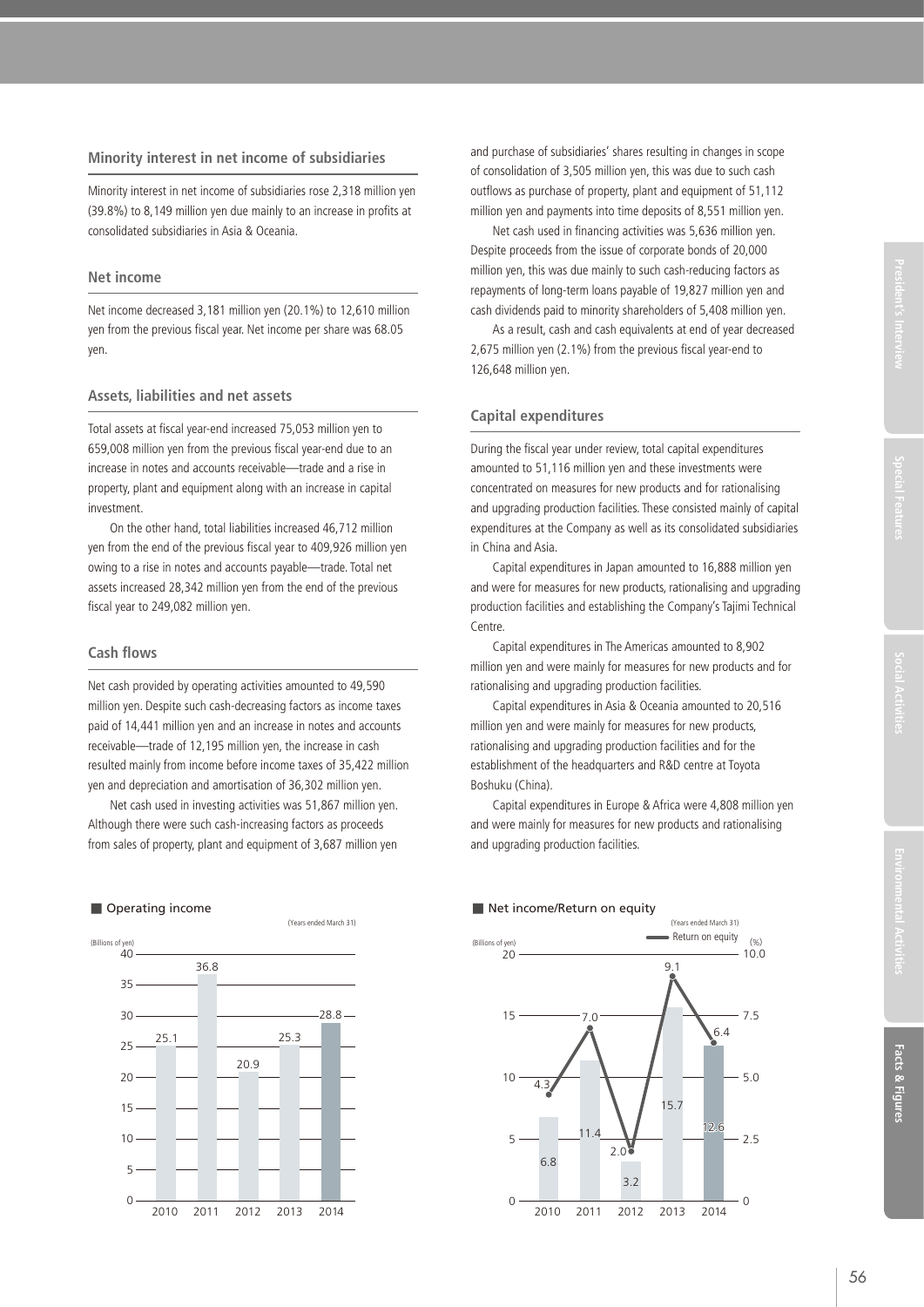### Minority interest in net income of subsidiaries

Minority interest in net income of subsidiaries rose 2,318 million yen (39.8%) to 8,149 million yen due mainly to an increase in profits at consolidated subsidiaries in Asia & Oceania.

### Net income

Net income decreased 3,181 million yen (20.1%) to 12,610 million yen from the previous fiscal year. Net income per share was 68.05 yen.

### Assets, liabilities and net assets

Total assets at fiscal year-end increased 75,053 million yen to 659,008 million yen from the previous fiscal year-end due to an increase in notes and accounts receivable—trade and a rise in property, plant and equipment along with an increase in capital investment.

On the other hand, total liabilities increased 46,712 million yen from the end of the previous fiscal year to 409,926 million yen owing to a rise in notes and accounts payable—trade. Total net assets increased 28,342 million yen from the end of the previous fiscal year to 249,082 million yen.

### Cash flows

Net cash provided by operating activities amounted to 49,590 million yen. Despite such cash-decreasing factors as income taxes paid of 14,441 million yen and an increase in notes and accounts receivable—trade of 12,195 million yen, the increase in cash resulted mainly from income before income taxes of 35,422 million yen and depreciation and amortisation of 36,302 million yen.

Net cash used in investing activities was 51,867 million yen. Although there were such cash-increasing factors as proceeds from sales of property, plant and equipment of 3,687 million yen and purchase of subsidiaries' shares resulting in changes in scope of consolidation of 3,505 million yen, this was due to such cash outflows as purchase of property, plant and equipment of 51,112 million yen and payments into time deposits of 8,551 million yen.

Net cash used in financing activities was 5,636 million yen. Despite proceeds from the issue of corporate bonds of 20,000 million yen, this was due mainly to such cash-reducing factors as repayments of long-term loans payable of 19,827 million yen and cash dividends paid to minority shareholders of 5,408 million yen.

As a result, cash and cash equivalents at end of year decreased 2,675 million yen (2.1%) from the previous fiscal year-end to 126,648 million yen.

### Capital expenditures

During the fiscal year under review, total capital expenditures amounted to 51,116 million yen and these investments were concentrated on measures for new products and for rationalising and upgrading production facilities. These consisted mainly of capital expenditures at the Company as well as its consolidated subsidiaries in China and Asia.

Capital expenditures in Japan amounted to 16,888 million yen and were for measures for new products, rationalising and upgrading production facilities and establishing the Company's Tajimi Technical Centre.

Capital expenditures in The Americas amounted to 8,902 million yen and were mainly for measures for new products and for rationalising and upgrading production facilities.

Capital expenditures in Asia & Oceania amounted to 20,516 million yen and were mainly for measures for new products, rationalising and upgrading production facilities and for the establishment of the headquarters and R&D centre at Toyota Boshuku (China).

Capital expenditures in Europe & Africa were 4,808 million yen and were mainly for measures for new products and rationalising and upgrading production facilities.

■ Operating income

(Years ended March 31) (Billions of yen)

| | 2010 | 2011 | 2012 | 2013 | 2014 |
|---|---|---|---|---|---|
| Operating income | 25.1 | 36.8 | 20.9 | 25.3 | 28.8 |

■ Net income/Return on equity

(Years ended March 31)

| | 2010 | 2011 | 2012 | 2013 | 2014 |
|---|---|---|---|---|---|
| Net income (Billions of yen) | 6.8 | 11.4 | 3.2 | 15.7 | 12.6 |
| Return on equity (%) | 4.3 | 7.0 | 2.0 | 9.1 | 6.4 |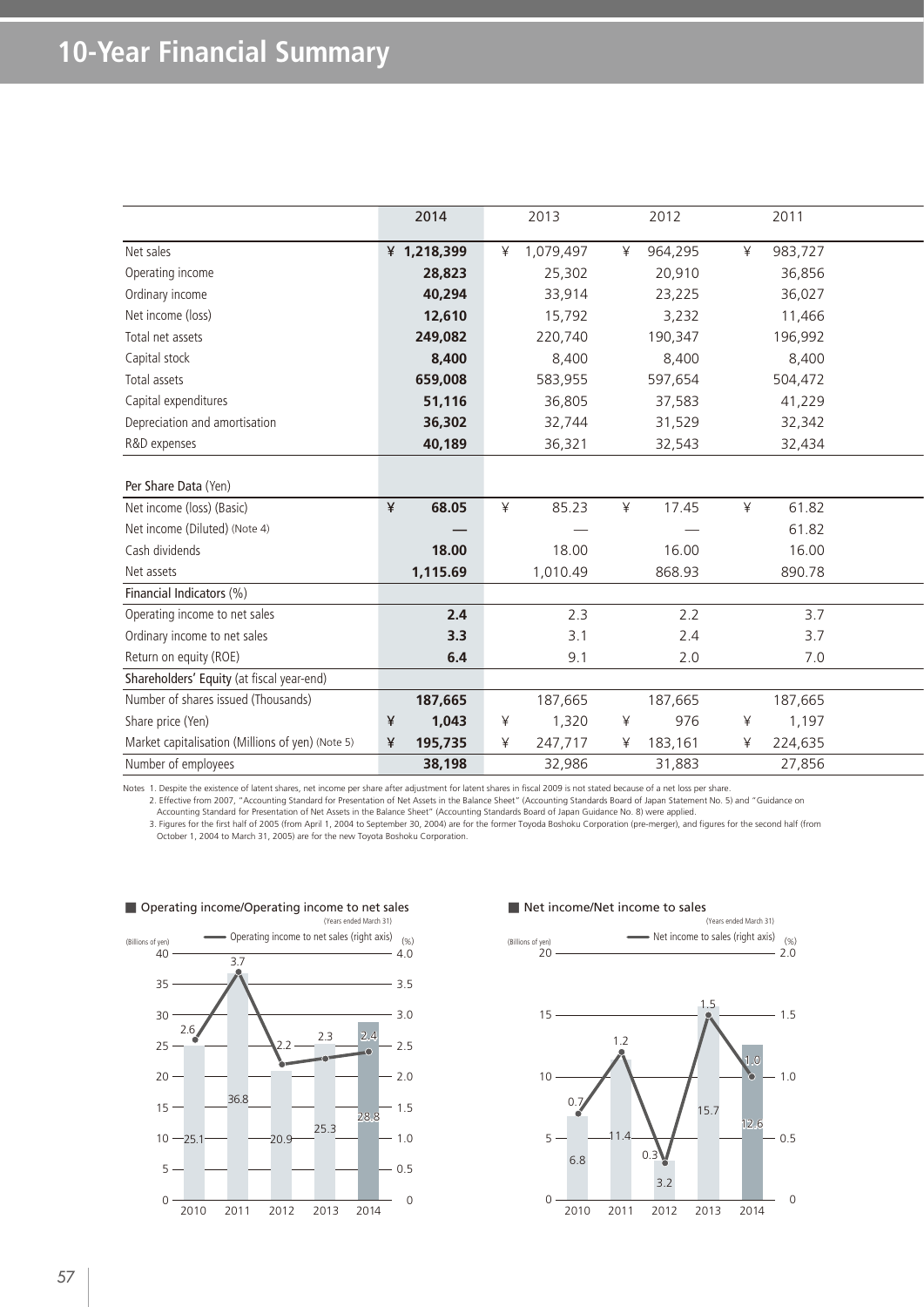# 10-Year Financial Summary

| | 2014 | 2013 | 2012 | 2011 |
|---|---|---|---|---|
| Net sales | **¥ 1,218,399** | ¥ 1,079,497 | ¥ 964,295 | ¥ 983,727 |
| Operating income | **28,823** | 25,302 | 20,910 | 36,856 |
| Ordinary income | **40,294** | 33,914 | 23,225 | 36,027 |
| Net income (loss) | **12,610** | 15,792 | 3,232 | 11,466 |
| Total net assets | **249,082** | 220,740 | 190,347 | 196,992 |
| Capital stock | **8,400** | 8,400 | 8,400 | 8,400 |
| Total assets | **659,008** | 583,955 | 597,654 | 504,472 |
| Capital expenditures | **51,116** | 36,805 | 37,583 | 41,229 |
| Depreciation and amortisation | **36,302** | 32,744 | 31,529 | 32,342 |
| R&D expenses | **40,189** | 36,321 | 32,543 | 32,434 |
| **Per Share Data** (Yen) | | | | |
| Net income (loss) (Basic) | **¥ 68.05** | ¥ 85.23 | ¥ 17.45 | ¥ 61.82 |
| Net income (Diluted) (Note 4) | **—** | — | — | 61.82 |
| Cash dividends | **18.00** | 18.00 | 16.00 | 16.00 |
| Net assets | **1,115.69** | 1,010.49 | 868.93 | 890.78 |
| **Financial Indicators** (%) | | | | |
| Operating income to net sales | **2.4** | 2.3 | 2.2 | 3.7 |
| Ordinary income to net sales | **3.3** | 3.1 | 2.4 | 3.7 |
| Return on equity (ROE) | **6.4** | 9.1 | 2.0 | 7.0 |
| **Shareholders' Equity** (at fiscal year-end) | | | | |
| Number of shares issued (Thousands) | **187,665** | 187,665 | 187,665 | 187,665 |
| Share price (Yen) | **¥ 1,043** | ¥ 1,320 | ¥ 976 | ¥ 1,197 |
| Market capitalisation (Millions of yen) (Note 5) | **¥ 195,735** | ¥ 247,717 | ¥ 183,161 | ¥ 224,635 |
| Number of employees | **38,198** | 32,986 | 31,883 | 27,856 |

Notes 1. Despite the existence of latent shares, net income per share after adjustment for latent shares in fiscal 2009 is not stated because of a net loss per share.
2. Effective from 2007, "Accounting Standard for Presentation of Net Assets in the Balance Sheet" (Accounting Standards Board of Japan Statement No. 5) and "Guidance on Accounting Standard for Presentation of Net Assets in the Balance Sheet" (Accounting Standards Board of Japan Guidance No. 8) were applied.
3. Figures for the first half of 2005 (from April 1, 2004 to September 30, 2004) are for the former Toyoda Boshoku Corporation (pre-merger), and figures for the second half (from October 1, 2004 to March 31, 2005) are for the new Toyota Boshoku Corporation.

■ Operating income/Operating income to net sales (Years ended March 31)

| Year | Operating income (Billions of yen) | Operating income to net sales (%) |
|---|---|---|
| 2010 | 25.1 | 2.6 |
| 2011 | 36.8 | 3.7 |
| 2012 | 20.9 | 2.2 |
| 2013 | 25.3 | 2.3 |
| 2014 | 28.8 | 2.4 |

■ Net income/Net income to sales (Years ended March 31)

| Year | Net income (Billions of yen) | Net income to sales (%) |
|---|---|---|
| 2010 | 6.8 | 0.7 |
| 2011 | 11.4 | 1.2 |
| 2012 | 3.2 | 0.3 |
| 2013 | 15.7 | 1.5 |
| 2014 | 12.6 | 1.0 |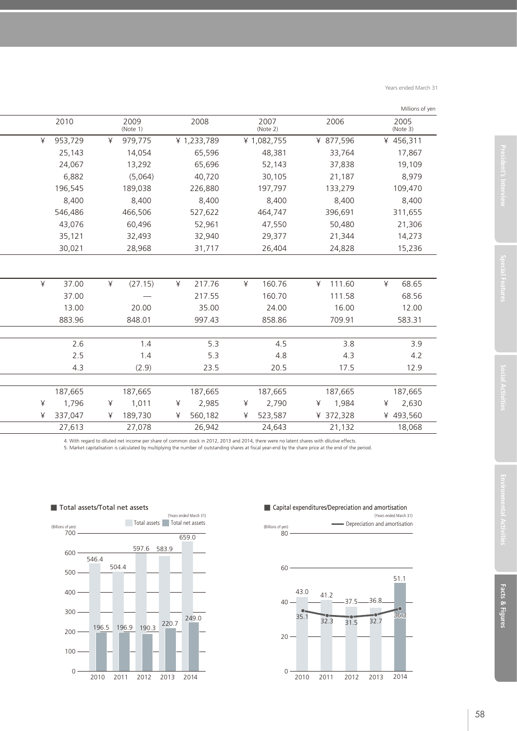Years ended March 31

Millions of yen

| 2010 | 2009 (Note 1) | 2008 | 2007 (Note 2) | 2006 | 2005 (Note 3) |
|---|---|---|---|---|---|
| ¥ 953,729 | ¥ 979,775 | ¥ 1,233,789 | ¥ 1,082,755 | ¥ 877,596 | ¥ 456,311 |
| 25,143 | 14,054 | 65,596 | 48,381 | 33,764 | 17,867 |
| 24,067 | 13,292 | 65,696 | 52,143 | 37,838 | 19,109 |
| 6,882 | (5,064) | 40,720 | 30,105 | 21,187 | 8,979 |
| 196,545 | 189,038 | 226,880 | 197,797 | 133,279 | 109,470 |
| 8,400 | 8,400 | 8,400 | 8,400 | 8,400 | 8,400 |
| 546,486 | 466,506 | 527,622 | 464,747 | 396,691 | 311,655 |
| 43,076 | 60,496 | 52,961 | 47,550 | 50,480 | 21,306 |
| 35,121 | 32,493 | 32,940 | 29,377 | 21,344 | 14,273 |
| 30,021 | 28,968 | 31,717 | 26,404 | 24,828 | 15,236 |
| | | | | | |
| ¥ 37.00 | ¥ (27.15) | ¥ 217.76 | ¥ 160.76 | ¥ 111.60 | ¥ 68.65 |
| 37.00 | — | 217.55 | 160.70 | 111.58 | 68.56 |
| 13.00 | 20.00 | 35.00 | 24.00 | 16.00 | 12.00 |
| 883.96 | 848.01 | 997.43 | 858.86 | 709.91 | 583.31 |
| | | | | | |
| 2.6 | 1.4 | 5.3 | 4.5 | 3.8 | 3.9 |
| 2.5 | 1.4 | 5.3 | 4.8 | 4.3 | 4.2 |
| 4.3 | (2.9) | 23.5 | 20.5 | 17.5 | 12.9 |
| | | | | | |
| 187,665 | 187,665 | 187,665 | 187,665 | 187,665 | 187,665 |
| ¥ 1,796 | ¥ 1,011 | ¥ 2,985 | ¥ 2,790 | ¥ 1,984 | ¥ 2,630 |
| ¥ 337,047 | ¥ 189,730 | ¥ 560,182 | ¥ 523,587 | ¥ 372,328 | ¥ 493,560 |
| 27,613 | 27,078 | 26,942 | 24,643 | 21,132 | 18,068 |

4. With regard to diluted net income per share of common stock in 2012, 2013 and 2014, there were no latent shares with dilutive effects.
5. Market capitalisation is calculated by multiplying the number of outstanding shares at fiscal year-end by the share price at the end of the period.

■ Total assets/Total net assets

(Years ended March 31)
Total assets  Total net assets
(Billions of yen)
700, 600, 500, 400, 300, 200, 100, 0
546.4, 504.4, 597.6, 583.9, 659.0
196.5, 196.9, 190.3, 220.7, 249.0
2010, 2011, 2012, 2013, 2014

■ Capital expenditures/Depreciation and amortisation

(Years ended March 31)
Depreciation and amortisation
(Billions of yen)
80, 60, 40, 20, 0
43.0, 41.2, 37.5, 36.8, 51.1
35.1, 32.3, 31.5, 32.7, 36.3
2010, 2011, 2012, 2013, 2014